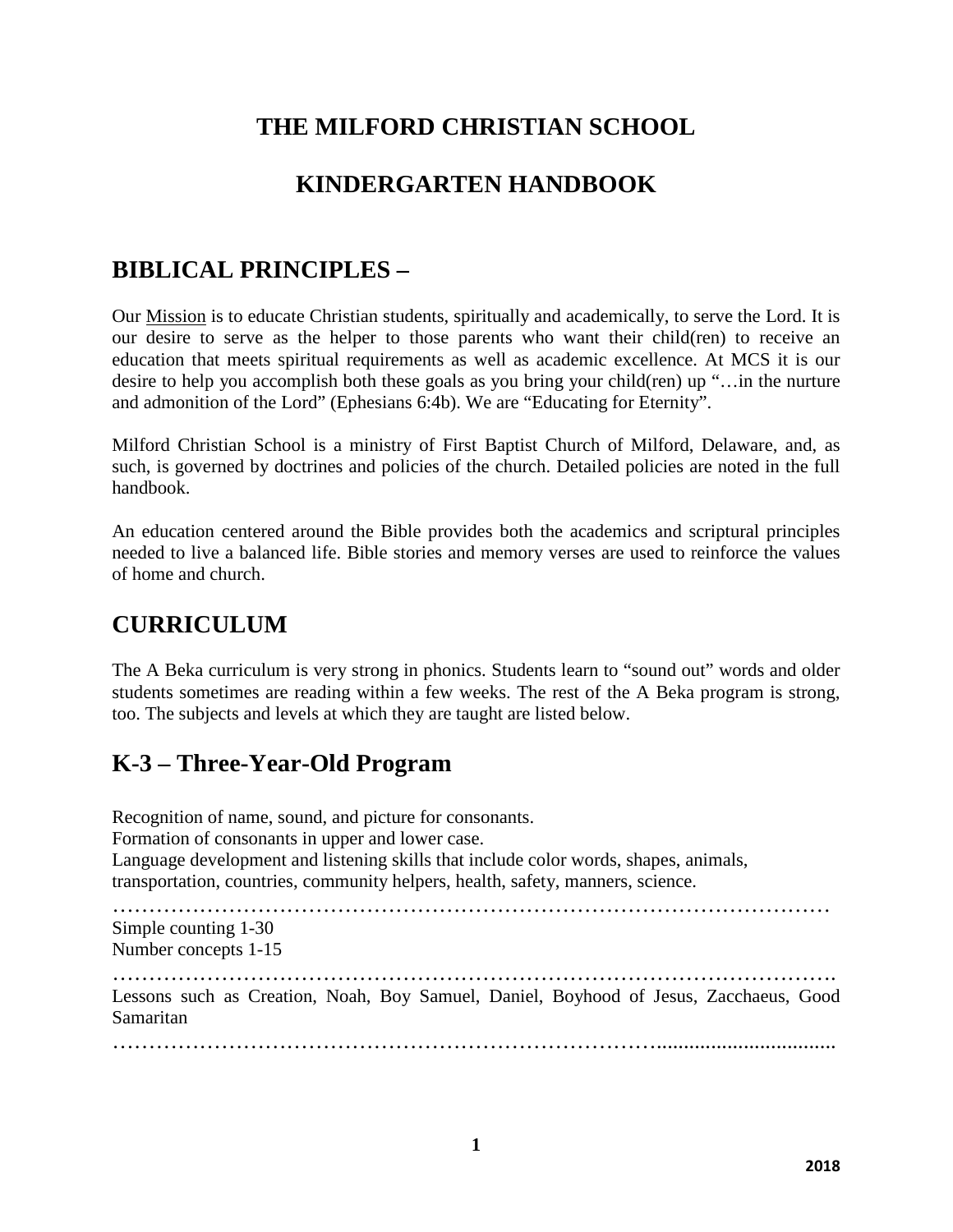# THE MILFORD CHRISTIAN SCHOOL

# KINDERGARTEN HANDBOOK

## BIBLICAL PRINCIPLES –

Our Mission is to educate Christian students, spiritually and academically, to serve the Lord. It is our desire to serve as the helper to those parents who want their child(ren) to receive an education that meets spiritual requirements as well as academic excellence. At MCS it is our desire to help you accomplish both these goals as you bring your child(ren) up "…in the nurture and admonition of the Lord" (Ephesians 6:4b). We are "Educating for Eternity".

Milford Christian School is a ministry of First Baptist Church of Milford, Delaware, and, as such, is governed by doctrines and policies of the church. Detailed policies are noted in the full handbook.

An education centered around the Bible provides both the academics and scriptural principles needed to live a balanced life. Bible stories and memory verses are used to reinforce the values of home and church.

## CURRICULUM

The A Beka curriculum is very strong in phonics. Students learn to "sound out" words and older students sometimes are reading within a few weeks. The rest of the A Beka program is strong, too. The subjects and levels at which they are taught are listed below.

## K-3 – Three-Year-Old Program

Recognition of name, sound, and picture for consonants.
Formation of consonants in upper and lower case.
Language development and listening skills that include color words, shapes, animals, transportation, countries, community helpers, health, safety, manners, science.

…………………………………………………………………………………………

Simple counting 1-30
Number concepts 1-15

…………………………………………………………………………………………

Lessons such as Creation, Noah, Boy Samuel, Daniel, Boyhood of Jesus, Zacchaeus, Good Samaritan

…………………………………………………………………………………………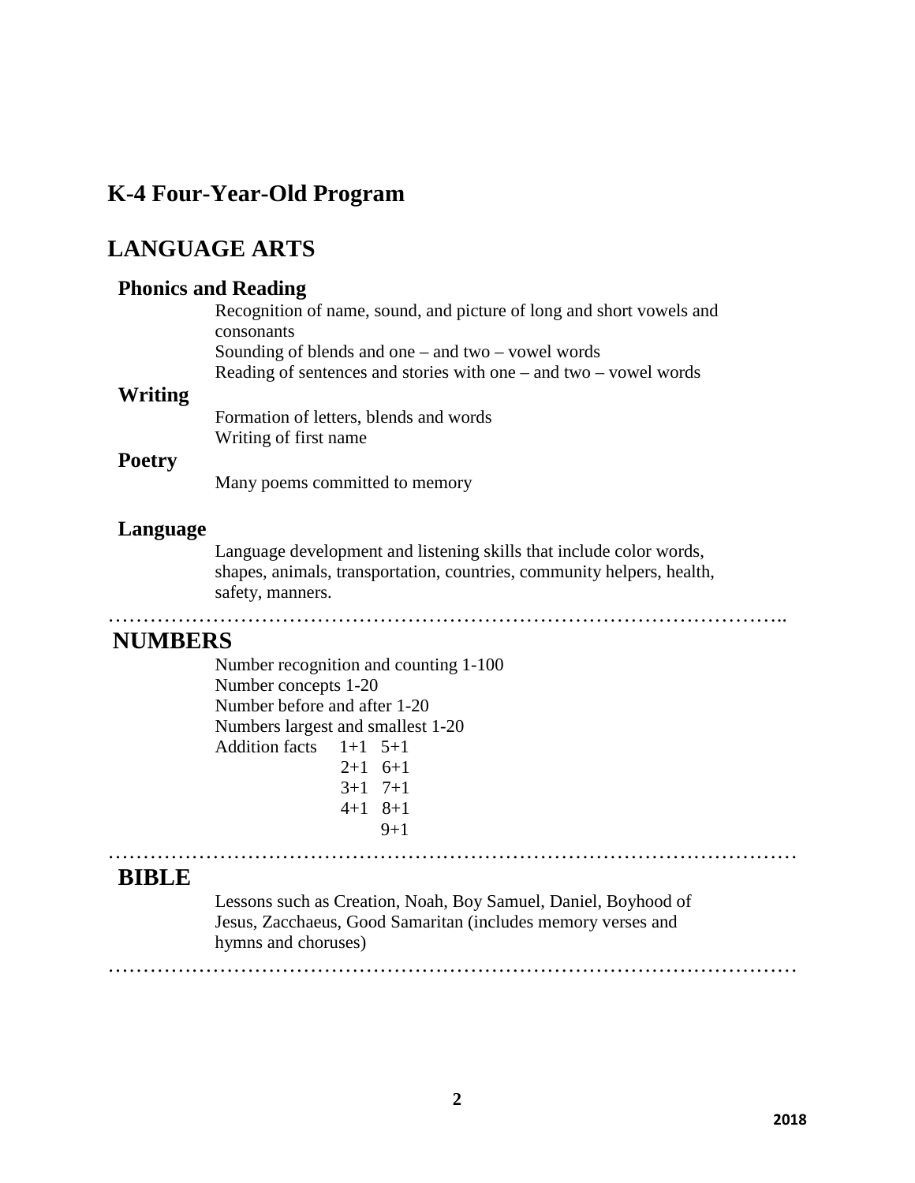# K-4 Four-Year-Old Program

## LANGUAGE ARTS

### Phonics and Reading

Recognition of name, sound, and picture of long and short vowels and consonants
Sounding of blends and one – and two – vowel words
Reading of sentences and stories with one – and two – vowel words

### Writing

Formation of letters, blends and words
Writing of first name

### Poetry

Many poems committed to memory

### Language

Language development and listening skills that include color words, shapes, animals, transportation, countries, community helpers, health, safety, manners.

---

## NUMBERS

Number recognition and counting 1-100
Number concepts 1-20
Number before and after 1-20
Numbers largest and smallest 1-20

Addition facts

| | |
|---|---|
| 1+1 | 5+1 |
| 2+1 | 6+1 |
| 3+1 | 7+1 |
| 4+1 | 8+1 |
| | 9+1 |

---

## BIBLE

Lessons such as Creation, Noah, Boy Samuel, Daniel, Boyhood of Jesus, Zacchaeus, Good Samaritan (includes memory verses and hymns and choruses)

---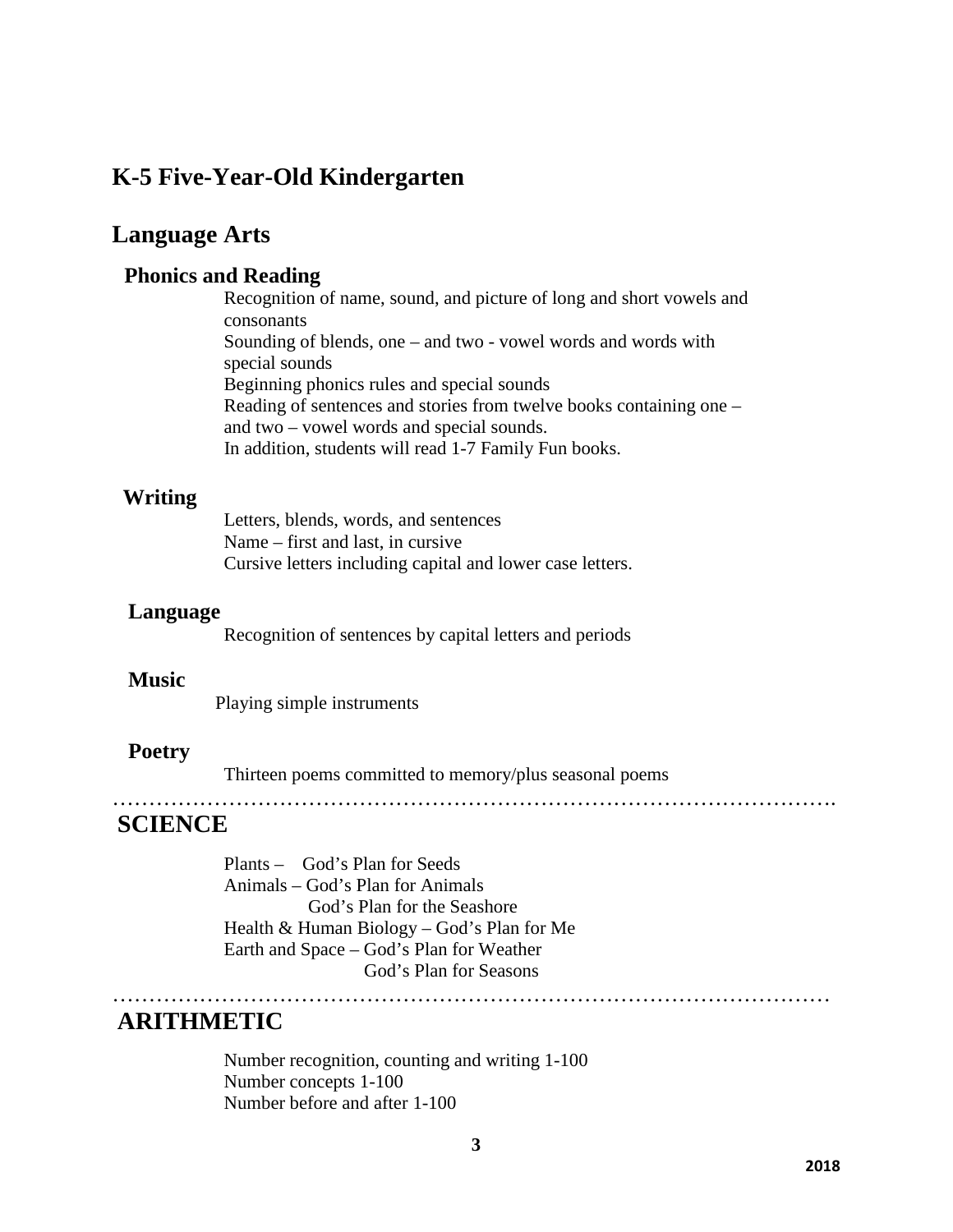## K-5 Five-Year-Old Kindergarten

## Language Arts

### Phonics and Reading

Recognition of name, sound, and picture of long and short vowels and consonants
Sounding of blends, one – and two - vowel words and words with special sounds
Beginning phonics rules and special sounds
Reading of sentences and stories from twelve books containing one – and two – vowel words and special sounds.
In addition, students will read 1-7 Family Fun books.

### Writing

Letters, blends, words, and sentences
Name – first and last, in cursive
Cursive letters including capital and lower case letters.

### Language

Recognition of sentences by capital letters and periods

### Music

Playing simple instruments

### Poetry

Thirteen poems committed to memory/plus seasonal poems

---

## SCIENCE

Plants – God's Plan for Seeds
Animals – God's Plan for Animals
God's Plan for the Seashore
Health & Human Biology – God's Plan for Me
Earth and Space – God's Plan for Weather
God's Plan for Seasons

---

## ARITHMETIC

Number recognition, counting and writing 1-100
Number concepts 1-100
Number before and after 1-100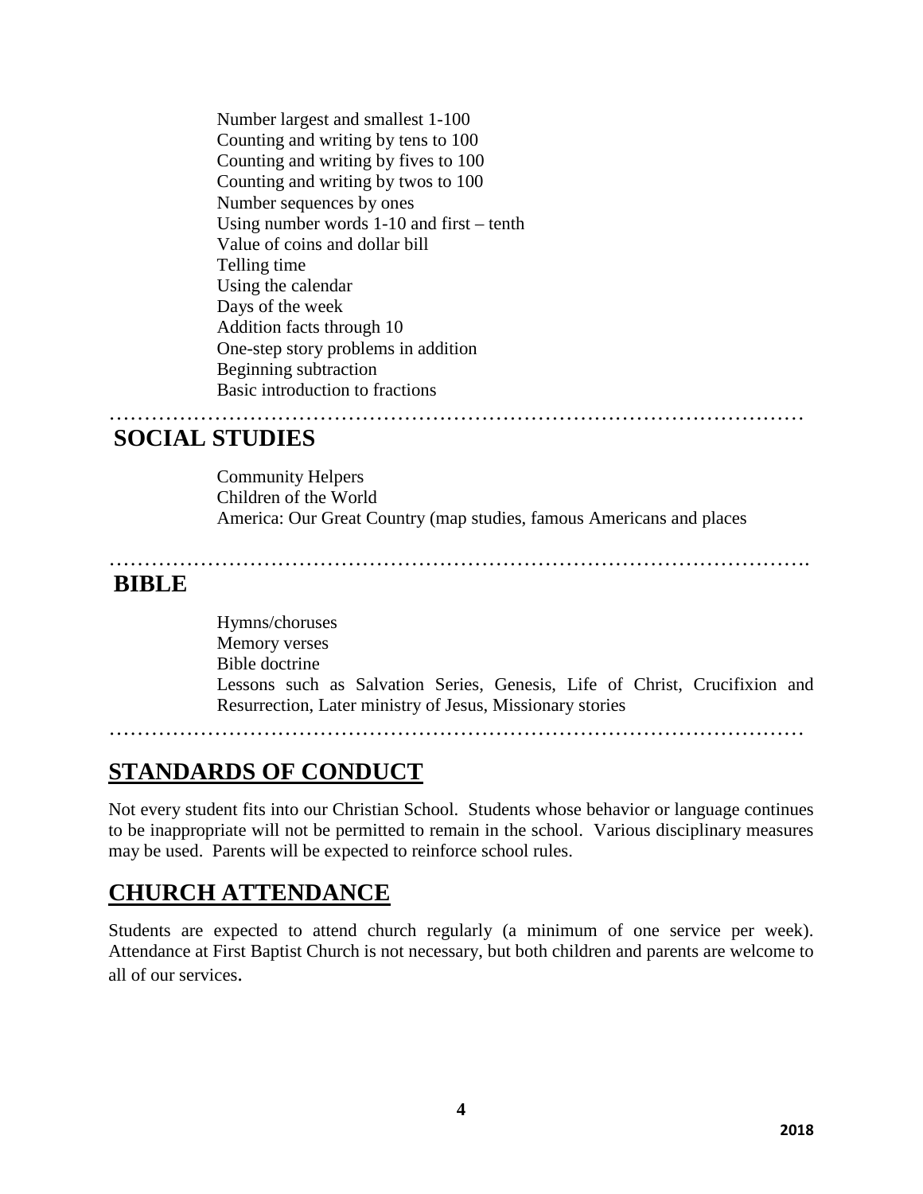- Number largest and smallest 1-100
- Counting and writing by tens to 100
- Counting and writing by fives to 100
- Counting and writing by twos to 100
- Number sequences by ones
- Using number words 1-10 and first – tenth
- Value of coins and dollar bill
- Telling time
- Using the calendar
- Days of the week
- Addition facts through 10
- One-step story problems in addition
- Beginning subtraction
- Basic introduction to fractions

## SOCIAL STUDIES

- Community Helpers
- Children of the World
- America: Our Great Country (map studies, famous Americans and places

## BIBLE

- Hymns/choruses
- Memory verses
- Bible doctrine
- Lessons such as Salvation Series, Genesis, Life of Christ, Crucifixion and Resurrection, Later ministry of Jesus, Missionary stories

# STANDARDS OF CONDUCT

Not every student fits into our Christian School. Students whose behavior or language continues to be inappropriate will not be permitted to remain in the school. Various disciplinary measures may be used. Parents will be expected to reinforce school rules.

# CHURCH ATTENDANCE

Students are expected to attend church regularly (a minimum of one service per week). Attendance at First Baptist Church is not necessary, but both children and parents are welcome to all of our services.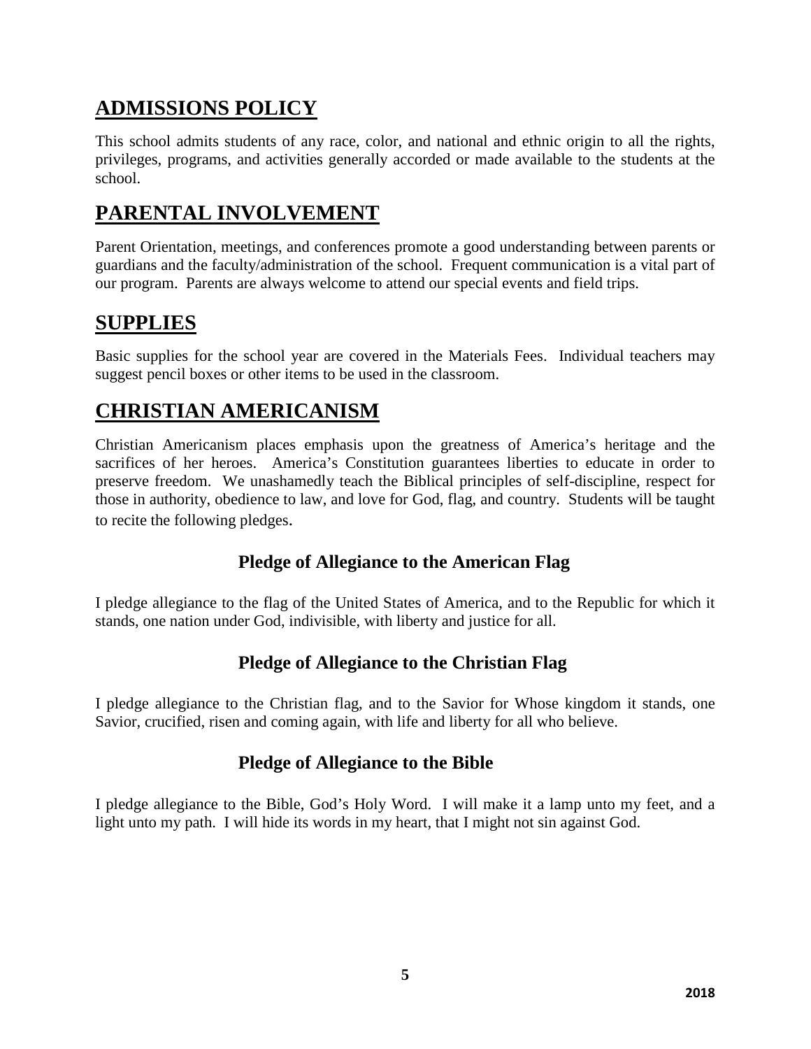## ADMISSIONS POLICY

This school admits students of any race, color, and national and ethnic origin to all the rights, privileges, programs, and activities generally accorded or made available to the students at the school.

## PARENTAL INVOLVEMENT

Parent Orientation, meetings, and conferences promote a good understanding between parents or guardians and the faculty/administration of the school. Frequent communication is a vital part of our program. Parents are always welcome to attend our special events and field trips.

## SUPPLIES

Basic supplies for the school year are covered in the Materials Fees. Individual teachers may suggest pencil boxes or other items to be used in the classroom.

## CHRISTIAN AMERICANISM

Christian Americanism places emphasis upon the greatness of America's heritage and the sacrifices of her heroes. America's Constitution guarantees liberties to educate in order to preserve freedom. We unashamedly teach the Biblical principles of self-discipline, respect for those in authority, obedience to law, and love for God, flag, and country. Students will be taught to recite the following pledges.

### Pledge of Allegiance to the American Flag

I pledge allegiance to the flag of the United States of America, and to the Republic for which it stands, one nation under God, indivisible, with liberty and justice for all.

### Pledge of Allegiance to the Christian Flag

I pledge allegiance to the Christian flag, and to the Savior for Whose kingdom it stands, one Savior, crucified, risen and coming again, with life and liberty for all who believe.

### Pledge of Allegiance to the Bible

I pledge allegiance to the Bible, God's Holy Word. I will make it a lamp unto my feet, and a light unto my path. I will hide its words in my heart, that I might not sin against God.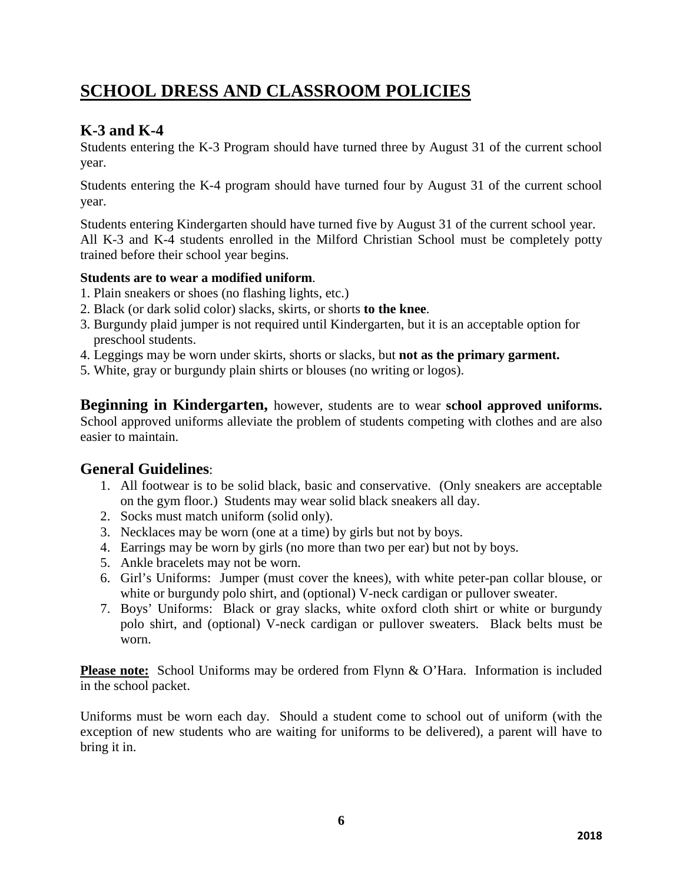# SCHOOL DRESS AND CLASSROOM POLICIES

## K-3 and K-4

Students entering the K-3 Program should have turned three by August 31 of the current school year.

Students entering the K-4 program should have turned four by August 31 of the current school year.

Students entering Kindergarten should have turned five by August 31 of the current school year. All K-3 and K-4 students enrolled in the Milford Christian School must be completely potty trained before their school year begins.

**Students are to wear a modified uniform**.

1. Plain sneakers or shoes (no flashing lights, etc.)
2. Black (or dark solid color) slacks, skirts, or shorts **to the knee**.
3. Burgundy plaid jumper is not required until Kindergarten, but it is an acceptable option for preschool students.
4. Leggings may be worn under skirts, shorts or slacks, but **not as the primary garment.**
5. White, gray or burgundy plain shirts or blouses (no writing or logos).

**Beginning in Kindergarten,** however, students are to wear **school approved uniforms.** School approved uniforms alleviate the problem of students competing with clothes and are also easier to maintain.

## General Guidelines:

1. All footwear is to be solid black, basic and conservative. (Only sneakers are acceptable on the gym floor.) Students may wear solid black sneakers all day.
2. Socks must match uniform (solid only).
3. Necklaces may be worn (one at a time) by girls but not by boys.
4. Earrings may be worn by girls (no more than two per ear) but not by boys.
5. Ankle bracelets may not be worn.
6. Girl's Uniforms: Jumper (must cover the knees), with white peter-pan collar blouse, or white or burgundy polo shirt, and (optional) V-neck cardigan or pullover sweater.
7. Boys' Uniforms: Black or gray slacks, white oxford cloth shirt or white or burgundy polo shirt, and (optional) V-neck cardigan or pullover sweaters. Black belts must be worn.

**Please note:** School Uniforms may be ordered from Flynn & O'Hara. Information is included in the school packet.

Uniforms must be worn each day. Should a student come to school out of uniform (with the exception of new students who are waiting for uniforms to be delivered), a parent will have to bring it in.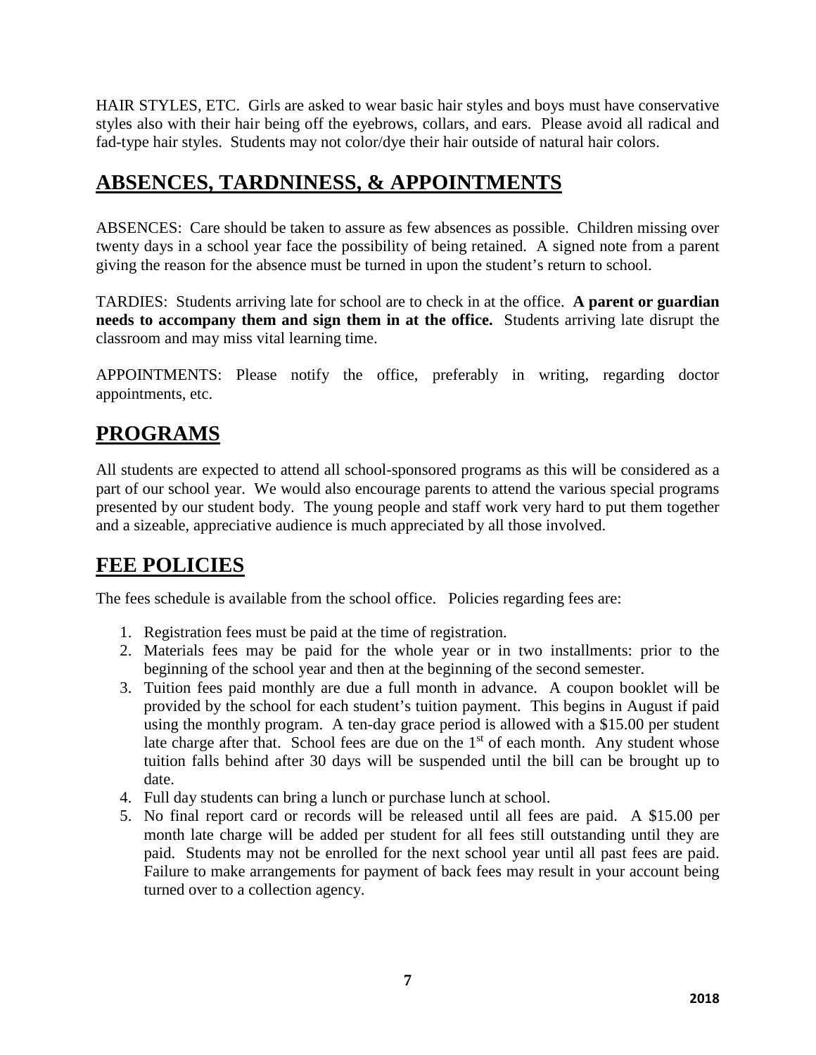HAIR STYLES, ETC. Girls are asked to wear basic hair styles and boys must have conservative styles also with their hair being off the eyebrows, collars, and ears. Please avoid all radical and fad-type hair styles. Students may not color/dye their hair outside of natural hair colors.

## ABSENCES, TARDNINESS, & APPOINTMENTS

ABSENCES: Care should be taken to assure as few absences as possible. Children missing over twenty days in a school year face the possibility of being retained. A signed note from a parent giving the reason for the absence must be turned in upon the student's return to school.

TARDIES: Students arriving late for school are to check in at the office. **A parent or guardian needs to accompany them and sign them in at the office.** Students arriving late disrupt the classroom and may miss vital learning time.

APPOINTMENTS: Please notify the office, preferably in writing, regarding doctor appointments, etc.

## PROGRAMS

All students are expected to attend all school-sponsored programs as this will be considered as a part of our school year. We would also encourage parents to attend the various special programs presented by our student body. The young people and staff work very hard to put them together and a sizeable, appreciative audience is much appreciated by all those involved.

## FEE POLICIES

The fees schedule is available from the school office. Policies regarding fees are:

1. Registration fees must be paid at the time of registration.
2. Materials fees may be paid for the whole year or in two installments: prior to the beginning of the school year and then at the beginning of the second semester.
3. Tuition fees paid monthly are due a full month in advance. A coupon booklet will be provided by the school for each student's tuition payment. This begins in August if paid using the monthly program. A ten-day grace period is allowed with a $15.00 per student late charge after that. School fees are due on the 1st of each month. Any student whose tuition falls behind after 30 days will be suspended until the bill can be brought up to date.
4. Full day students can bring a lunch or purchase lunch at school.
5. No final report card or records will be released until all fees are paid. A $15.00 per month late charge will be added per student for all fees still outstanding until they are paid. Students may not be enrolled for the next school year until all past fees are paid. Failure to make arrangements for payment of back fees may result in your account being turned over to a collection agency.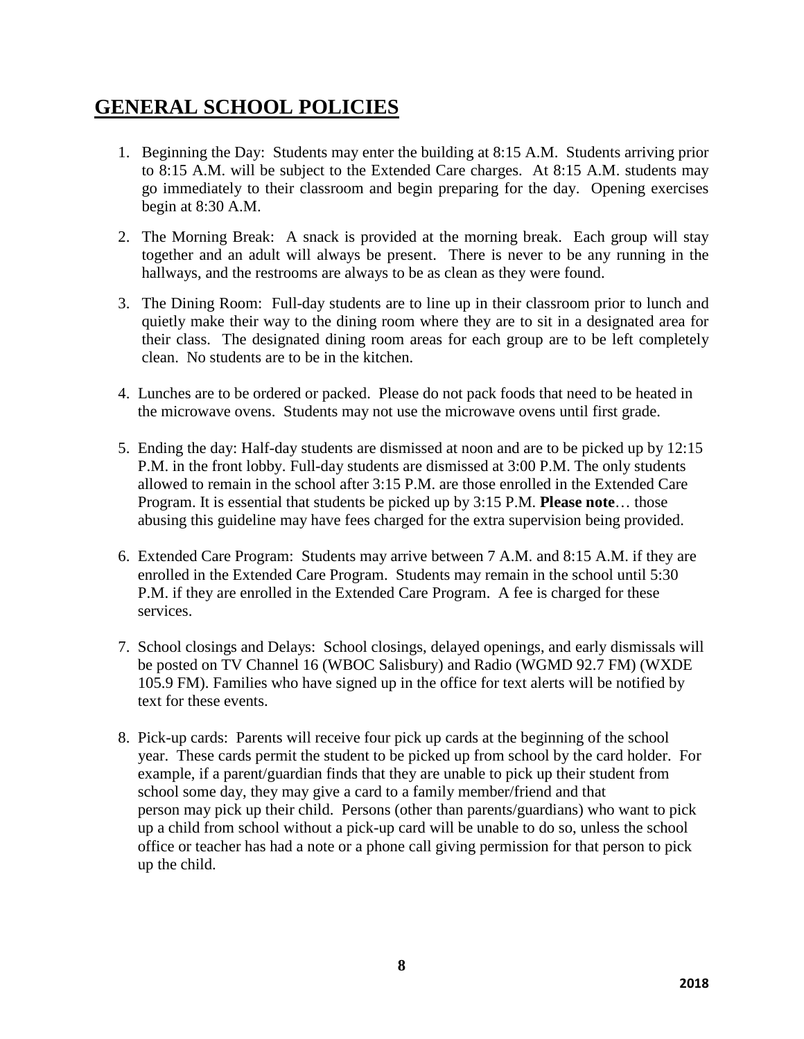# GENERAL SCHOOL POLICIES

1. Beginning the Day: Students may enter the building at 8:15 A.M. Students arriving prior to 8:15 A.M. will be subject to the Extended Care charges. At 8:15 A.M. students may go immediately to their classroom and begin preparing for the day. Opening exercises begin at 8:30 A.M.

2. The Morning Break: A snack is provided at the morning break. Each group will stay together and an adult will always be present. There is never to be any running in the hallways, and the restrooms are always to be as clean as they were found.

3. The Dining Room: Full-day students are to line up in their classroom prior to lunch and quietly make their way to the dining room where they are to sit in a designated area for their class. The designated dining room areas for each group are to be left completely clean. No students are to be in the kitchen.

4. Lunches are to be ordered or packed. Please do not pack foods that need to be heated in the microwave ovens. Students may not use the microwave ovens until first grade.

5. Ending the day: Half-day students are dismissed at noon and are to be picked up by 12:15 P.M. in the front lobby. Full-day students are dismissed at 3:00 P.M. The only students allowed to remain in the school after 3:15 P.M. are those enrolled in the Extended Care Program. It is essential that students be picked up by 3:15 P.M. **Please note**… those abusing this guideline may have fees charged for the extra supervision being provided.

6. Extended Care Program: Students may arrive between 7 A.M. and 8:15 A.M. if they are enrolled in the Extended Care Program. Students may remain in the school until 5:30 P.M. if they are enrolled in the Extended Care Program. A fee is charged for these services.

7. School closings and Delays: School closings, delayed openings, and early dismissals will be posted on TV Channel 16 (WBOC Salisbury) and Radio (WGMD 92.7 FM) (WXDE 105.9 FM). Families who have signed up in the office for text alerts will be notified by text for these events.

8. Pick-up cards: Parents will receive four pick up cards at the beginning of the school year. These cards permit the student to be picked up from school by the card holder. For example, if a parent/guardian finds that they are unable to pick up their student from school some day, they may give a card to a family member/friend and that person may pick up their child. Persons (other than parents/guardians) who want to pick up a child from school without a pick-up card will be unable to do so, unless the school office or teacher has had a note or a phone call giving permission for that person to pick up the child.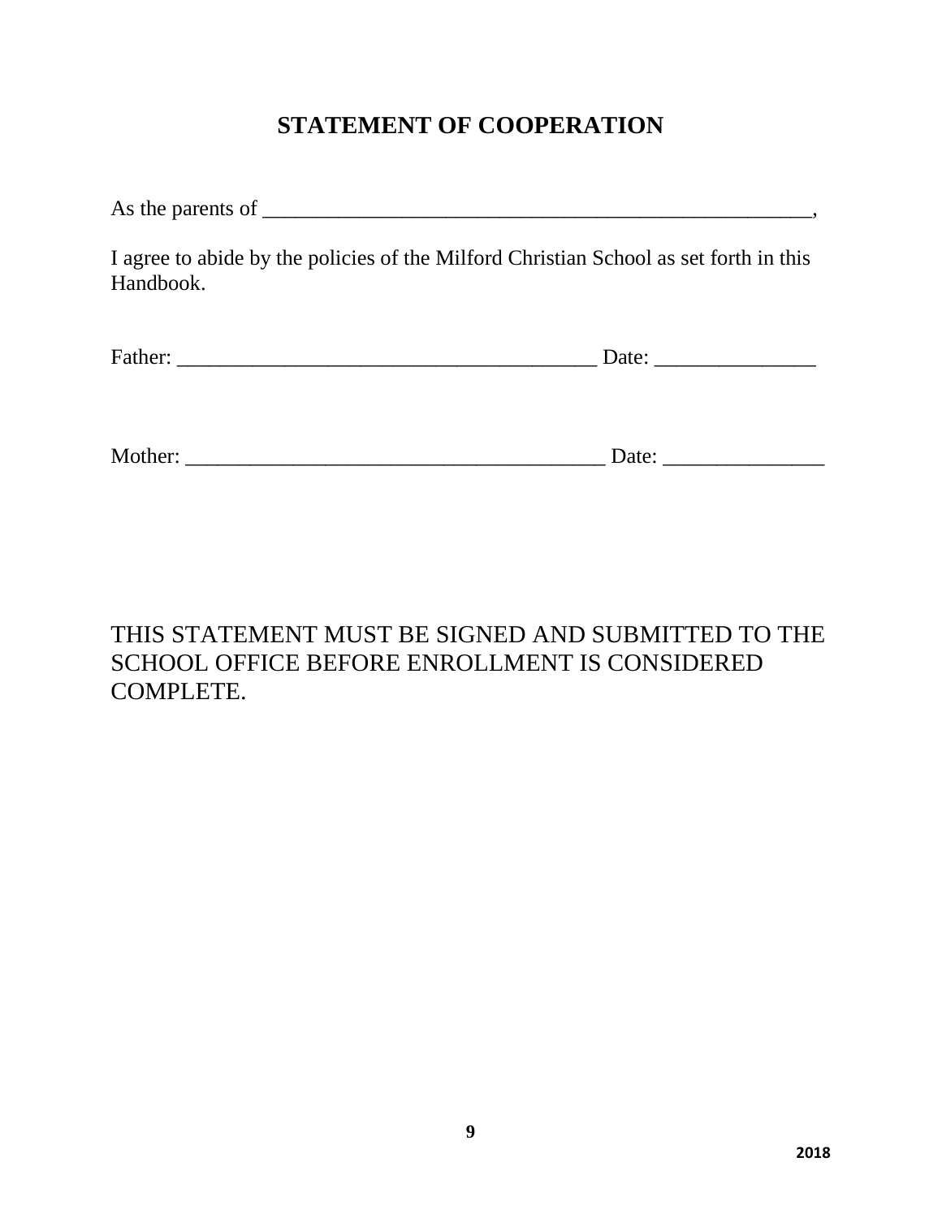# STATEMENT OF COOPERATION

As the parents of _______________________________________________________,

I agree to abide by the policies of the Milford Christian School as set forth in this Handbook.

Father: _______________________________________ Date: _______________

Mother: _______________________________________ Date: _______________

THIS STATEMENT MUST BE SIGNED AND SUBMITTED TO THE SCHOOL OFFICE BEFORE ENROLLMENT IS CONSIDERED COMPLETE.